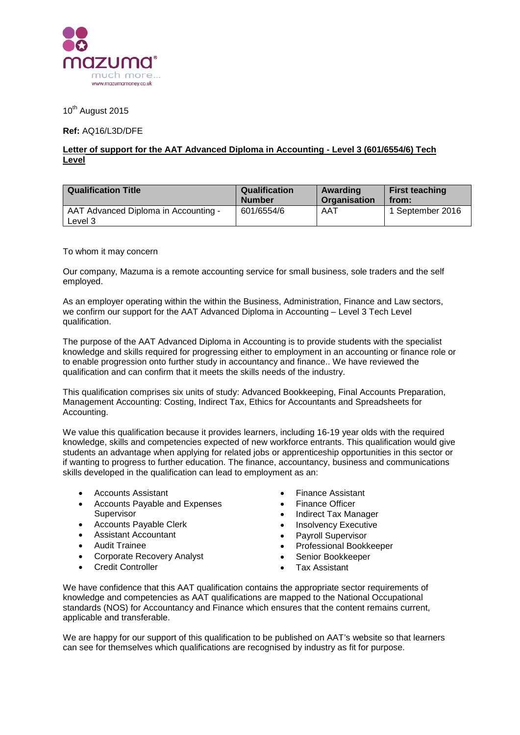mazuma

much more...

www.mazumamoney.co.uk

10th August 2015

**Ref:** AQ16/L3D/DFE

**Letter of support for the AAT Advanced Diploma in Accounting - Level 3 (601/6554/6) Tech Level**

| Qualification Title | Qualification Number | Awarding Organisation | First teaching from: |
|---|---|---|---|
| AAT Advanced Diploma in Accounting - Level 3 | 601/6554/6 | AAT | 1 September 2016 |

To whom it may concern

Our company, Mazuma is a remote accounting service for small business, sole traders and the self employed.

As an employer operating within the within the Business, Administration, Finance and Law sectors, we confirm our support for the AAT Advanced Diploma in Accounting – Level 3 Tech Level qualification.

The purpose of the AAT Advanced Diploma in Accounting is to provide students with the specialist knowledge and skills required for progressing either to employment in an accounting or finance role or to enable progression onto further study in accountancy and finance.. We have reviewed the qualification and can confirm that it meets the skills needs of the industry.

This qualification comprises six units of study: Advanced Bookkeeping, Final Accounts Preparation, Management Accounting: Costing, Indirect Tax, Ethics for Accountants and Spreadsheets for Accounting.

We value this qualification because it provides learners, including 16-19 year olds with the required knowledge, skills and competencies expected of new workforce entrants. This qualification would give students an advantage when applying for related jobs or apprenticeship opportunities in this sector or if wanting to progress to further education. The finance, accountancy, business and communications skills developed in the qualification can lead to employment as an:

- Accounts Assistant
- Accounts Payable and Expenses Supervisor
- Accounts Payable Clerk
- Assistant Accountant
- Audit Trainee
- Corporate Recovery Analyst
- Credit Controller
- Finance Assistant
- Finance Officer
- Indirect Tax Manager
- Insolvency Executive
- Payroll Supervisor
- Professional Bookkeeper
- Senior Bookkeeper
- Tax Assistant

We have confidence that this AAT qualification contains the appropriate sector requirements of knowledge and competencies as AAT qualifications are mapped to the National Occupational standards (NOS) for Accountancy and Finance which ensures that the content remains current, applicable and transferable.

We are happy for our support of this qualification to be published on AAT's website so that learners can see for themselves which qualifications are recognised by industry as fit for purpose.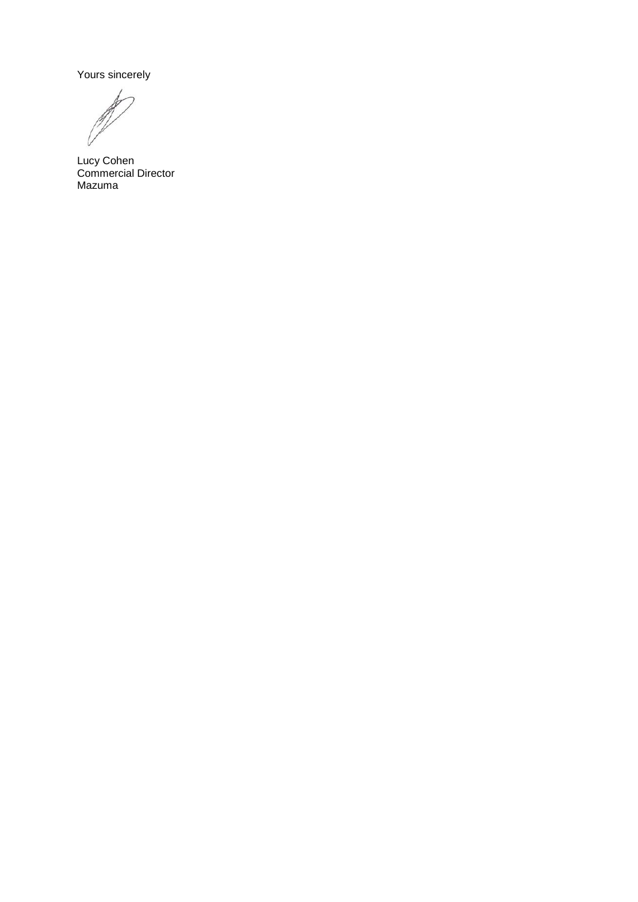Yours sincerely

Lucy Cohen
Commercial Director
Mazuma